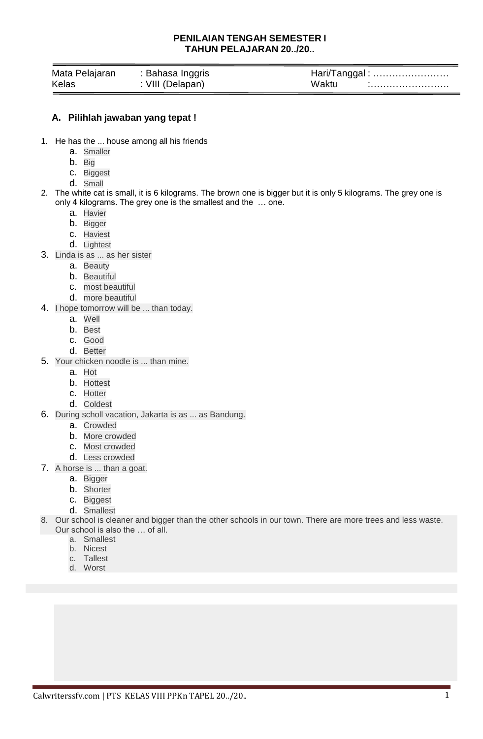**PENILAIAN TENGAH SEMESTER I**
**TAHUN PELAJARAN 20../20..**

| | | | |
|---|---|---|---|
| Mata Pelajaran | : Bahasa Inggris | Hari/Tanggal : ...................... | |
| Kelas | : VIII (Delapan) | Waktu | :....................... |

## A. Pilihlah jawaban yang tepat !

1. He has the ... house among all his friends
   a. Smaller
   b. Big
   c. Biggest
   d. Small
2. The white cat is small, it is 6 kilograms. The brown one is bigger but it is only 5 kilograms. The grey one is only 4 kilograms. The grey one is the smallest and the … one.
   a. Havier
   b. Bigger
   c. Haviest
   d. Lightest
3. Linda is as ... as her sister
   a. Beauty
   b. Beautiful
   c. most beautiful
   d. more beautiful
4. I hope tomorrow will be ... than today.
   a. Well
   b. Best
   c. Good
   d. Better
5. Your chicken noodle is ... than mine.
   a. Hot
   b. Hottest
   c. Hotter
   d. Coldest
6. During scholl vacation, Jakarta is as ... as Bandung.
   a. Crowded
   b. More crowded
   c. Most crowded
   d. Less crowded
7. A horse is ... than a goat.
   a. Bigger
   b. Shorter
   c. Biggest
   d. Smallest
8. Our school is cleaner and bigger than the other schools in our town. There are more trees and less waste. Our school is also the … of all.
   a. Smallest
   b. Nicest
   c. Tallest
   d. Worst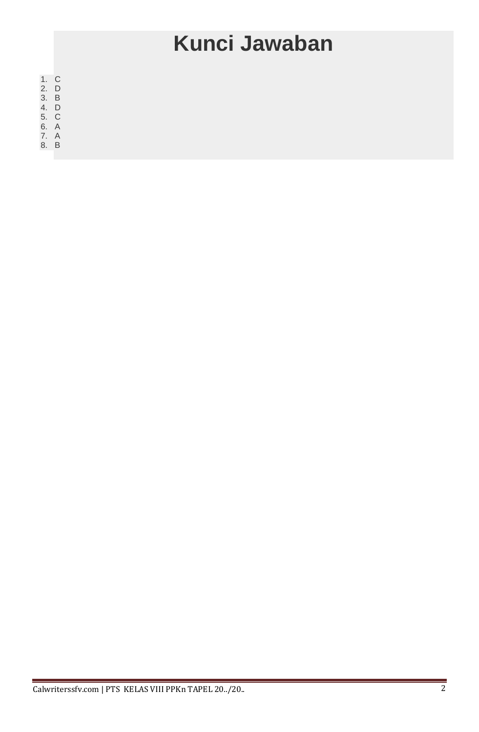# Kunci Jawaban

1. C
2. D
3. B
4. D
5. C
6. A
7. A
8. B